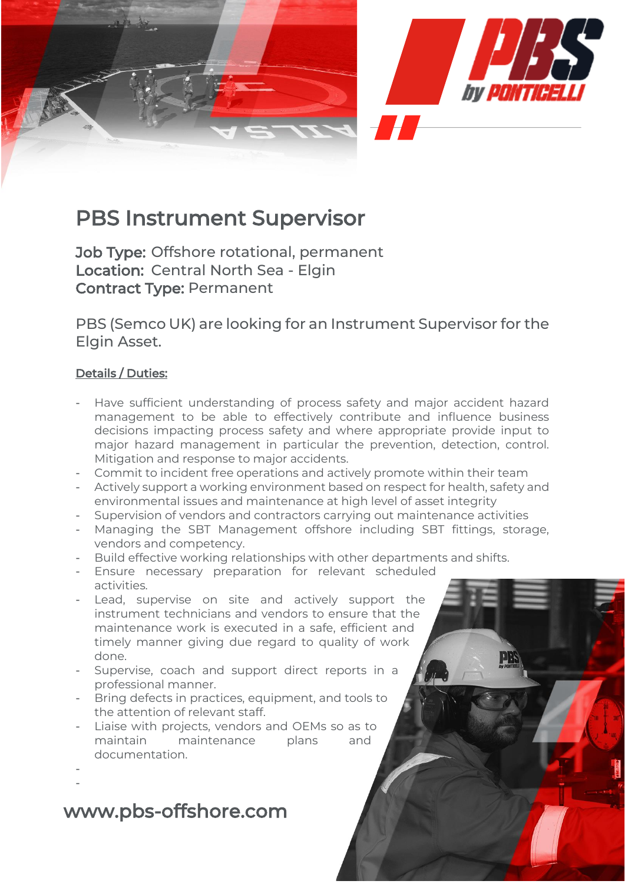# PBS Instrument Supervisor

**Job Type:** Offshore rotational, permanent
**Location:** Central North Sea - Elgin
**Contract Type:** Permanent

PBS (Semco UK) are looking for an Instrument Supervisor for the Elgin Asset.

## Details / Duties:

- Have sufficient understanding of process safety and major accident hazard management to be able to effectively contribute and influence business decisions impacting process safety and where appropriate provide input to major hazard management in particular the prevention, detection, control. Mitigation and response to major accidents.
- Commit to incident free operations and actively promote within their team
- Actively support a working environment based on respect for health, safety and environmental issues and maintenance at high level of asset integrity
- Supervision of vendors and contractors carrying out maintenance activities
- Managing the SBT Management offshore including SBT fittings, storage, vendors and competency.
- Build effective working relationships with other departments and shifts.
- Ensure necessary preparation for relevant scheduled activities.
- Lead, supervise on site and actively support the instrument technicians and vendors to ensure that the maintenance work is executed in a safe, efficient and timely manner giving due regard to quality of work done.
- Supervise, coach and support direct reports in a professional manner.
- Bring defects in practices, equipment, and tools to the attention of relevant staff.
- Liaise with projects, vendors and OEMs so as to maintain maintenance plans and documentation.
-
-

www.pbs-offshore.com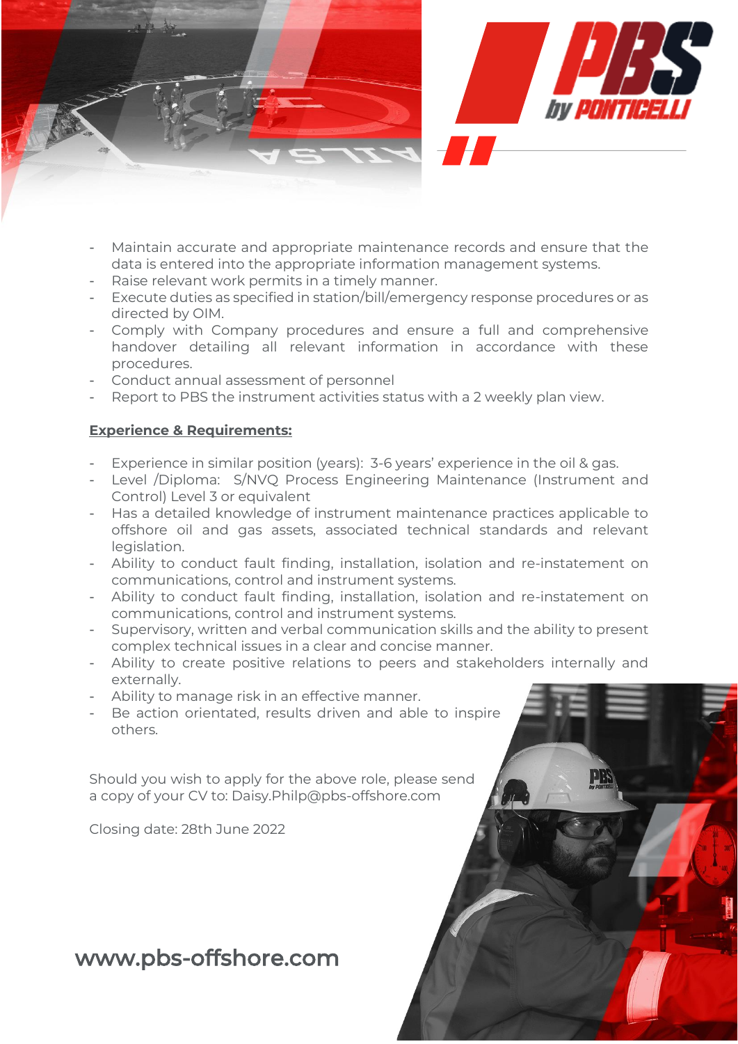- Maintain accurate and appropriate maintenance records and ensure that the data is entered into the appropriate information management systems.
- Raise relevant work permits in a timely manner.
- Execute duties as specified in station/bill/emergency response procedures or as directed by OIM.
- Comply with Company procedures and ensure a full and comprehensive handover detailing all relevant information in accordance with these procedures.
- Conduct annual assessment of personnel
- Report to PBS the instrument activities status with a 2 weekly plan view.

**Experience & Requirements:**

- Experience in similar position (years): 3-6 years' experience in the oil & gas.
- Level /Diploma: S/NVQ Process Engineering Maintenance (Instrument and Control) Level 3 or equivalent
- Has a detailed knowledge of instrument maintenance practices applicable to offshore oil and gas assets, associated technical standards and relevant legislation.
- Ability to conduct fault finding, installation, isolation and re-instatement on communications, control and instrument systems.
- Ability to conduct fault finding, installation, isolation and re-instatement on communications, control and instrument systems.
- Supervisory, written and verbal communication skills and the ability to present complex technical issues in a clear and concise manner.
- Ability to create positive relations to peers and stakeholders internally and externally.
- Ability to manage risk in an effective manner.
- Be action orientated, results driven and able to inspire others.

Should you wish to apply for the above role, please send a copy of your CV to: Daisy.Philp@pbs-offshore.com

Closing date: 28th June 2022

www.pbs-offshore.com